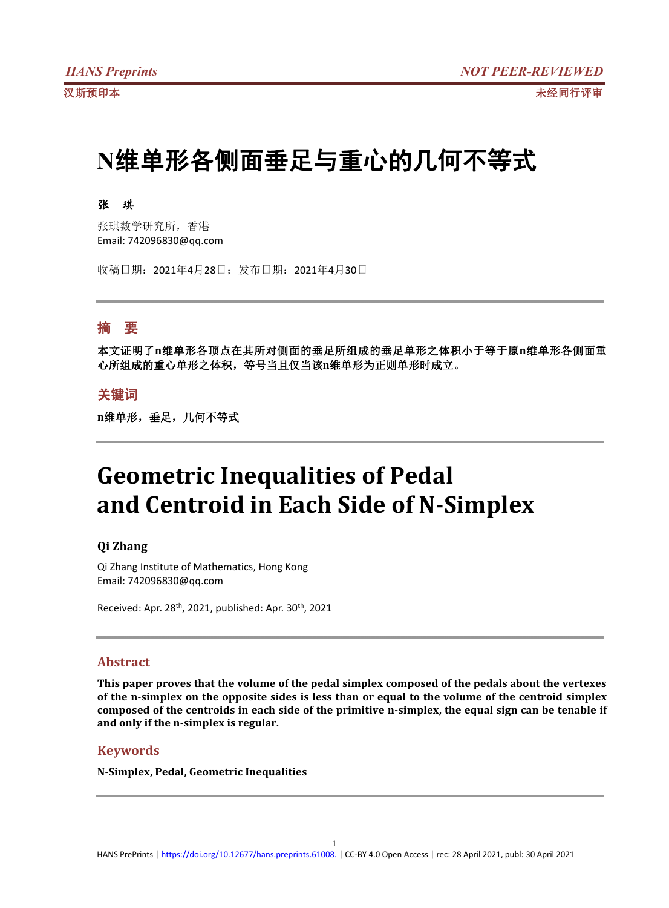# N维单形各侧面垂足与重心的几何不等式

**张　琪**

张琪数学研究所，香港
Email: 742096830@qq.com

收稿日期：2021年4月28日；发布日期：2021年4月30日

## 摘　要

**本文证明了n维单形各顶点在其所对侧面的垂足所组成的垂足单形之体积小于等于原n维单形各侧面重心所组成的重心单形之体积，等号当且仅当该n维单形为正则单形时成立。**

## 关键词

**n维单形，垂足，几何不等式**

# Geometric Inequalities of Pedal and Centroid in Each Side of N-Simplex

**Qi Zhang**

Qi Zhang Institute of Mathematics, Hong Kong
Email: 742096830@qq.com

Received: Apr. 28th, 2021, published: Apr. 30th, 2021

## Abstract

**This paper proves that the volume of the pedal simplex composed of the pedals about the vertexes of the n-simplex on the opposite sides is less than or equal to the volume of the centroid simplex composed of the centroids in each side of the primitive n-simplex, the equal sign can be tenable if and only if the n-simplex is regular.**

## Keywords

**N-Simplex, Pedal, Geometric Inequalities**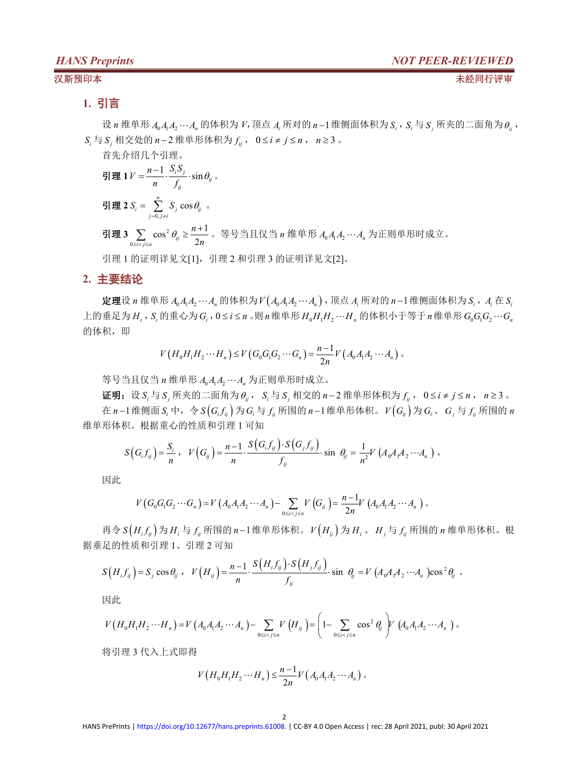## 1. 引言

设 $n$ 维单形 $A_0A_1A_2\cdots A_n$ 的体积为 $V$，顶点 $A_i$ 所对的 $n-1$ 维侧面体积为 $S_i$，$S_i$ 与 $S_j$ 所夹的二面角为 $\theta_{ij}$，$S_i$ 与 $S_j$ 相交处的 $n-2$ 维单形体积为 $f_{ij}$， $0\le i\ne j\le n$， $n\ge 3$。

首先介绍几个引理。

**引理 1** $V=\dfrac{n-1}{n}\cdot\dfrac{S_iS_j}{f_{ij}}\cdot\sin\theta_{ij}$。

**引理 2** $S_i=\sum\limits_{j=0,j\ne i}^{n}S_j\cos\theta_{ij}$ 。

**引理 3** $\sum\limits_{0\le i<j\le n}\cos^2\theta_{ij}\ge\dfrac{n+1}{2n}$。等号当且仅当 $n$ 维单形 $A_0A_1A_2\cdots A_n$ 为正则单形时成立。

引理 1 的证明详见文[1]，引理 2 和引理 3 的证明详见文[2]。

## 2. 主要结论

**定理**设 $n$ 维单形 $A_0A_1A_2\cdots A_n$ 的体积为 $V\left(A_0A_1A_2\cdots A_n\right)$，顶点 $A_i$ 所对的 $n-1$ 维侧面体积为 $S_i$，$A_i$ 在 $S_i$ 上的垂足为 $H_i$，$S_i$ 的重心为 $G_i$，$0\le i\le n$。则 $n$ 维单形 $H_0H_1H_2\cdots H_n$ 的体积小于等于 $n$ 维单形 $G_0G_1G_2\cdots G_n$ 的体积，即

$$V\left(H_0H_1H_2\cdots H_n\right)\le V\left(G_0G_1G_2\cdots G_n\right)=\frac{n-1}{2n}V\left(A_0A_1A_2\cdots A_n\right)。$$

等号当且仅当 $n$ 维单形 $A_0A_1A_2\cdots A_n$ 为正则单形时成立。

**证明：** 设 $S_i$ 与 $S_j$ 所夹的二面角为 $\theta_{ij}$， $S_i$ 与 $S_j$ 相交的 $n-2$ 维单形体积为 $f_{ij}$， $0\le i\ne j\le n$， $n\ge 3$。

在 $n-1$ 维侧面 $S_i$ 中，令 $S\left(G_if_{ij}\right)$ 为 $G_i$ 与 $f_{ij}$ 所围的 $n-1$ 维单形体积。$V\left(G_{ij}\right)$ 为 $G_i$、 $G_j$ 与 $f_{ij}$ 所围的 $n$ 维单形体积。根据重心的性质和引理 1 可知

$$S\left(G_if_{ij}\right)=\frac{S_i}{n}，\quad V\left(G_{ij}\right)=\frac{n-1}{n}\cdot\frac{S\left(G_if_{ij}\right)\cdot S\left(G_jf_{ij}\right)}{f_{ij}}\cdot\sin\ \theta_{ij}=\frac{1}{n^2}V\left(A_0A_1A_2\cdots A_n\right)。$$

因此

$$V\left(G_0G_1G_2\cdots G_n\right)=V\left(A_0A_1A_2\cdots A_n\right)-\sum_{0\le i<j\le n}V\left(G_{ij}\right)=\frac{n-1}{2n}V\left(A_0A_1A_2\cdots A_n\right)。$$

再令 $S\left(H_if_{ij}\right)$ 为 $H_i$ 与 $f_{ij}$ 所围的 $n-1$ 维单形体积。$V\left(H_{ij}\right)$ 为 $H_i$、 $H_j$ 与 $f_{ij}$ 所围的 $n$ 维单形体积。根据垂足的性质和引理 1、引理 2 可知

$$S\left(H_if_{ij}\right)=S_j\cos\theta_{ij}，\quad V\left(H_{ij}\right)=\frac{n-1}{n}\cdot\frac{S\left(H_if_{ij}\right)\cdot S\left(H_jf_{ij}\right)}{f_{ij}}\cdot\sin\ \theta_{ij}=V\left(A_0A_1A_2\cdots A_n\right)\cos^2\theta_{ij}。$$

因此

$$V\left(H_0H_1H_2\cdots H_n\right)=V\left(A_0A_1A_2\cdots A_n\right)-\sum_{0\le i<j\le n}V\left(H_{ij}\right)=\left(1-\sum_{0\le i<j\le n}\cos^2\theta_{ij}\right)V\left(A_0A_1A_2\cdots A_n\right)。$$

将引理 3 代入上式即得

$$V\left(H_0H_1H_2\cdots H_n\right)\le\frac{n-1}{2n}V\left(A_0A_1A_2\cdots A_n\right)。$$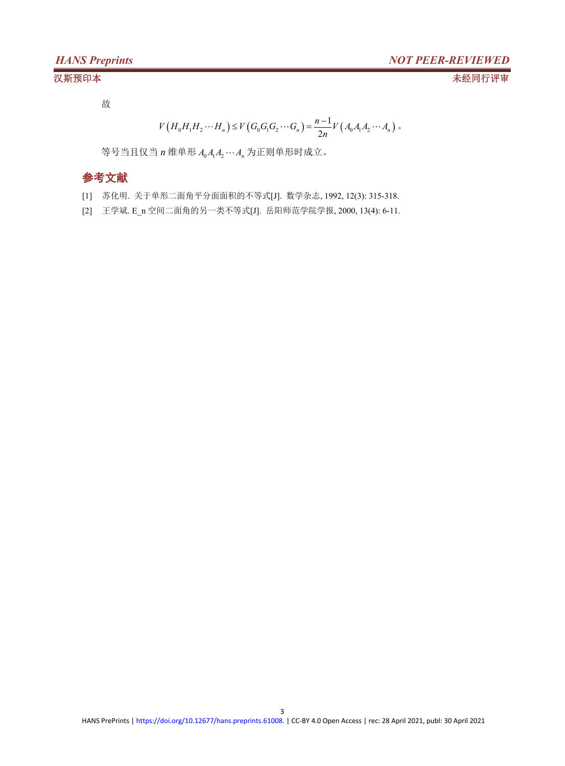故

$$V\left(H_0H_1H_2\cdots H_n\right)\leq V\left(G_0G_1G_2\cdots G_n\right)=\frac{n-1}{2n}V\left(A_0A_1A_2\cdots A_n\right)。$$

等号当且仅当 $n$ 维单形 $A_0A_1A_2\cdots A_n$ 为正则单形时成立。

## 参考文献

[1] 苏化明. 关于单形二面角平分面面积的不等式[J]. 数学杂志, 1992, 12(3): 315-318.

[2] 王学斌. E_n 空间二面角的另一类不等式[J]. 岳阳师范学院学报, 2000, 13(4): 6-11.